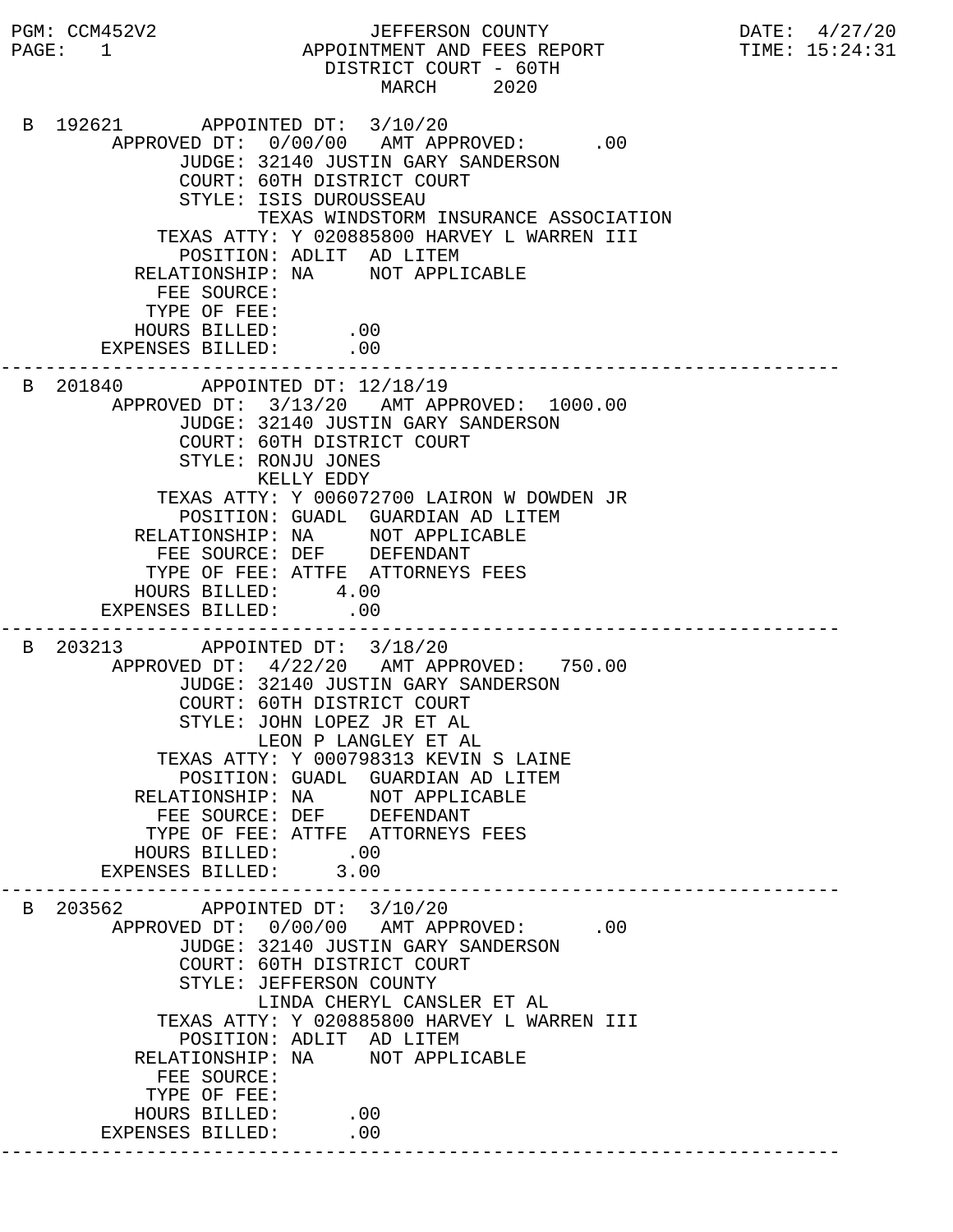PGM: CCM452V2

# JEFFERSON COUNTY
## APPOINTMENT AND FEES REPORT
### DISTRICT COURT - 60TH
### MARCH 2020

DATE: 4/27/20
TIME: 15:24:31

---

B 192621 APPOINTED DT: 3/10/20
APPROVED DT: 0/00/00 AMT APPROVED: .00
JUDGE: 32140 JUSTIN GARY SANDERSON
COURT: 60TH DISTRICT COURT
STYLE: ISIS DUROUSSEAU
TEXAS WINDSTORM INSURANCE ASSOCIATION
TEXAS ATTY: Y 020885800 HARVEY L WARREN III
POSITION: ADLIT AD LITEM
RELATIONSHIP: NA NOT APPLICABLE
FEE SOURCE:
TYPE OF FEE:
HOURS BILLED: .00
EXPENSES BILLED: .00

---

B 201840 APPOINTED DT: 12/18/19
APPROVED DT: 3/13/20 AMT APPROVED: 1000.00
JUDGE: 32140 JUSTIN GARY SANDERSON
COURT: 60TH DISTRICT COURT
STYLE: RONJU JONES
KELLY EDDY
TEXAS ATTY: Y 006072700 LAIRON W DOWDEN JR
POSITION: GUADL GUARDIAN AD LITEM
RELATIONSHIP: NA NOT APPLICABLE
FEE SOURCE: DEF DEFENDANT
TYPE OF FEE: ATTFE ATTORNEYS FEES
HOURS BILLED: 4.00
EXPENSES BILLED: .00

---

B 203213 APPOINTED DT: 3/18/20
APPROVED DT: 4/22/20 AMT APPROVED: 750.00
JUDGE: 32140 JUSTIN GARY SANDERSON
COURT: 60TH DISTRICT COURT
STYLE: JOHN LOPEZ JR ET AL
LEON P LANGLEY ET AL
TEXAS ATTY: Y 000798313 KEVIN S LAINE
POSITION: GUADL GUARDIAN AD LITEM
RELATIONSHIP: NA NOT APPLICABLE
FEE SOURCE: DEF DEFENDANT
TYPE OF FEE: ATTFE ATTORNEYS FEES
HOURS BILLED: .00
EXPENSES BILLED: 3.00

---

B 203562 APPOINTED DT: 3/10/20
APPROVED DT: 0/00/00 AMT APPROVED: .00
JUDGE: 32140 JUSTIN GARY SANDERSON
COURT: 60TH DISTRICT COURT
STYLE: JEFFERSON COUNTY
LINDA CHERYL CANSLER ET AL
TEXAS ATTY: Y 020885800 HARVEY L WARREN III
POSITION: ADLIT AD LITEM
RELATIONSHIP: NA NOT APPLICABLE
FEE SOURCE:
TYPE OF FEE:
HOURS BILLED: .00
EXPENSES BILLED: .00

---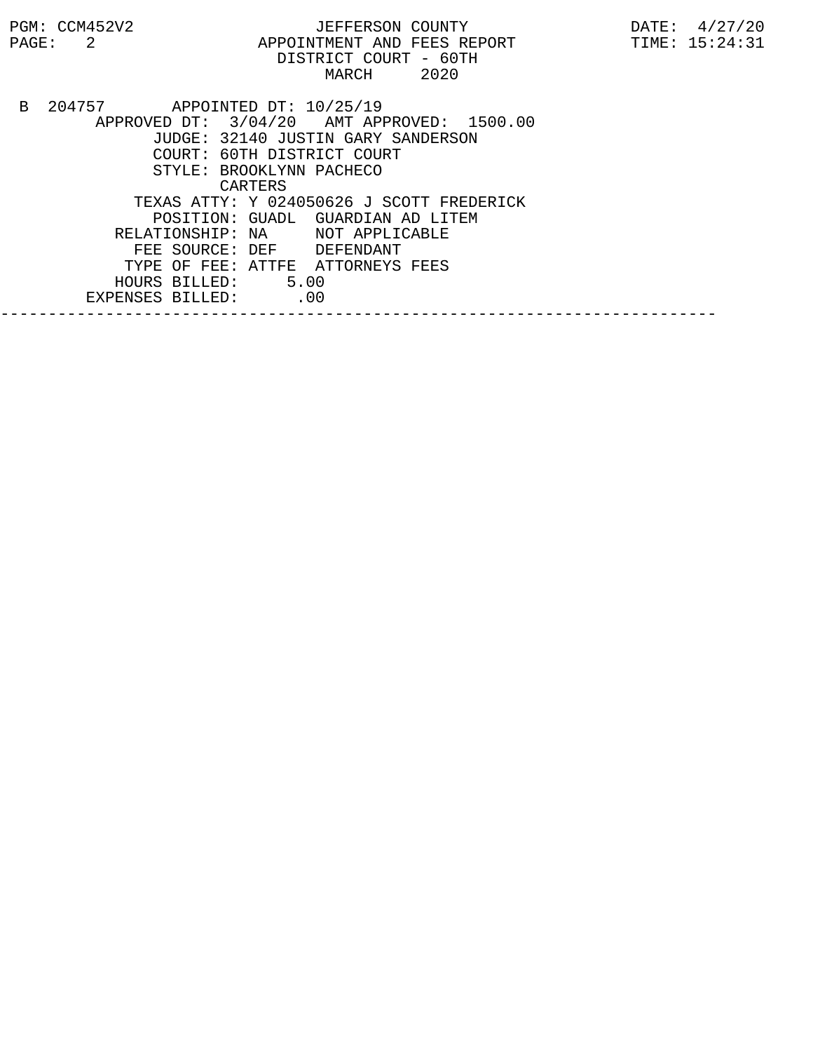JEFFERSON COUNTY
APPOINTMENT AND FEES REPORT
DISTRICT COURT - 60TH
MARCH 2020

PGM: CCM452V2
DATE: 4/27/20
TIME: 15:24:31

```
 B  204757       APPOINTED DT: 10/25/19
         APPROVED DT:  3/04/20   AMT APPROVED:  1500.00
               JUDGE: 32140 JUSTIN GARY SANDERSON
               COURT: 60TH DISTRICT COURT
               STYLE: BROOKLYNN PACHECO
                      CARTERS
          TEXAS ATTY: Y 024050626 J SCOTT FREDERICK
            POSITION: GUADL  GUARDIAN AD LITEM
        RELATIONSHIP: NA     NOT APPLICABLE
          FEE SOURCE: DEF    DEFENDANT
         TYPE OF FEE: ATTFE  ATTORNEYS FEES
        HOURS BILLED:     5.00
     EXPENSES BILLED:      .00
```

---